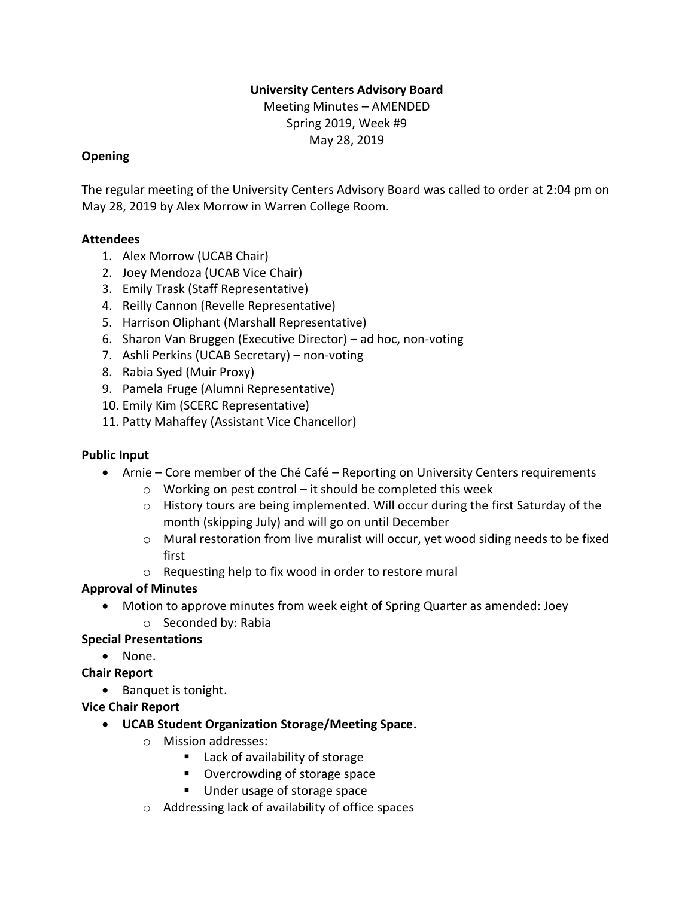**University Centers Advisory Board**

Meeting Minutes – AMENDED

Spring 2019, Week #9

May 28, 2019

**Opening**

The regular meeting of the University Centers Advisory Board was called to order at 2:04 pm on May 28, 2019 by Alex Morrow in Warren College Room.

**Attendees**

1. Alex Morrow (UCAB Chair)
2. Joey Mendoza (UCAB Vice Chair)
3. Emily Trask (Staff Representative)
4. Reilly Cannon (Revelle Representative)
5. Harrison Oliphant (Marshall Representative)
6. Sharon Van Bruggen (Executive Director) – ad hoc, non-voting
7. Ashli Perkins (UCAB Secretary) – non-voting
8. Rabia Syed (Muir Proxy)
9. Pamela Fruge (Alumni Representative)
10. Emily Kim (SCERC Representative)
11. Patty Mahaffey (Assistant Vice Chancellor)

**Public Input**

- Arnie – Core member of the Ché Café – Reporting on University Centers requirements
  - Working on pest control – it should be completed this week
  - History tours are being implemented. Will occur during the first Saturday of the month (skipping July) and will go on until December
  - Mural restoration from live muralist will occur, yet wood siding needs to be fixed first
  - Requesting help to fix wood in order to restore mural

**Approval of Minutes**

- Motion to approve minutes from week eight of Spring Quarter as amended: Joey
  - Seconded by: Rabia

**Special Presentations**

- None.

**Chair Report**

- Banquet is tonight.

**Vice Chair Report**

- **UCAB Student Organization Storage/Meeting Space.**
  - Mission addresses:
    - Lack of availability of storage
    - Overcrowding of storage space
    - Under usage of storage space
  - Addressing lack of availability of office spaces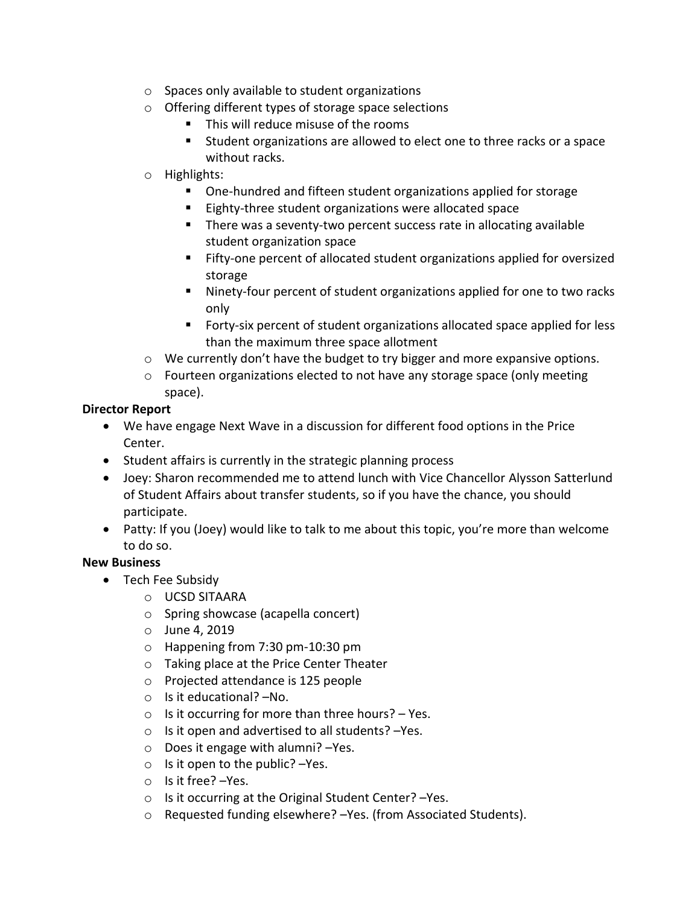- Spaces only available to student organizations
- Offering different types of storage space selections
    - This will reduce misuse of the rooms
    - Student organizations are allowed to elect one to three racks or a space without racks.
- Highlights:
    - One-hundred and fifteen student organizations applied for storage
    - Eighty-three student organizations were allocated space
    - There was a seventy-two percent success rate in allocating available student organization space
    - Fifty-one percent of allocated student organizations applied for oversized storage
    - Ninety-four percent of student organizations applied for one to two racks only
    - Forty-six percent of student organizations allocated space applied for less than the maximum three space allotment
- We currently don't have the budget to try bigger and more expansive options.
- Fourteen organizations elected to not have any storage space (only meeting space).

**Director Report**

- We have engage Next Wave in a discussion for different food options in the Price Center.
- Student affairs is currently in the strategic planning process
- Joey: Sharon recommended me to attend lunch with Vice Chancellor Alysson Satterlund of Student Affairs about transfer students, so if you have the chance, you should participate.
- Patty: If you (Joey) would like to talk to me about this topic, you're more than welcome to do so.

**New Business**

- Tech Fee Subsidy
    - UCSD SITAARA
    - Spring showcase (acapella concert)
    - June 4, 2019
    - Happening from 7:30 pm-10:30 pm
    - Taking place at the Price Center Theater
    - Projected attendance is 125 people
    - Is it educational? –No.
    - Is it occurring for more than three hours? – Yes.
    - Is it open and advertised to all students? –Yes.
    - Does it engage with alumni? –Yes.
    - Is it open to the public? –Yes.
    - Is it free? –Yes.
    - Is it occurring at the Original Student Center? –Yes.
    - Requested funding elsewhere? –Yes. (from Associated Students).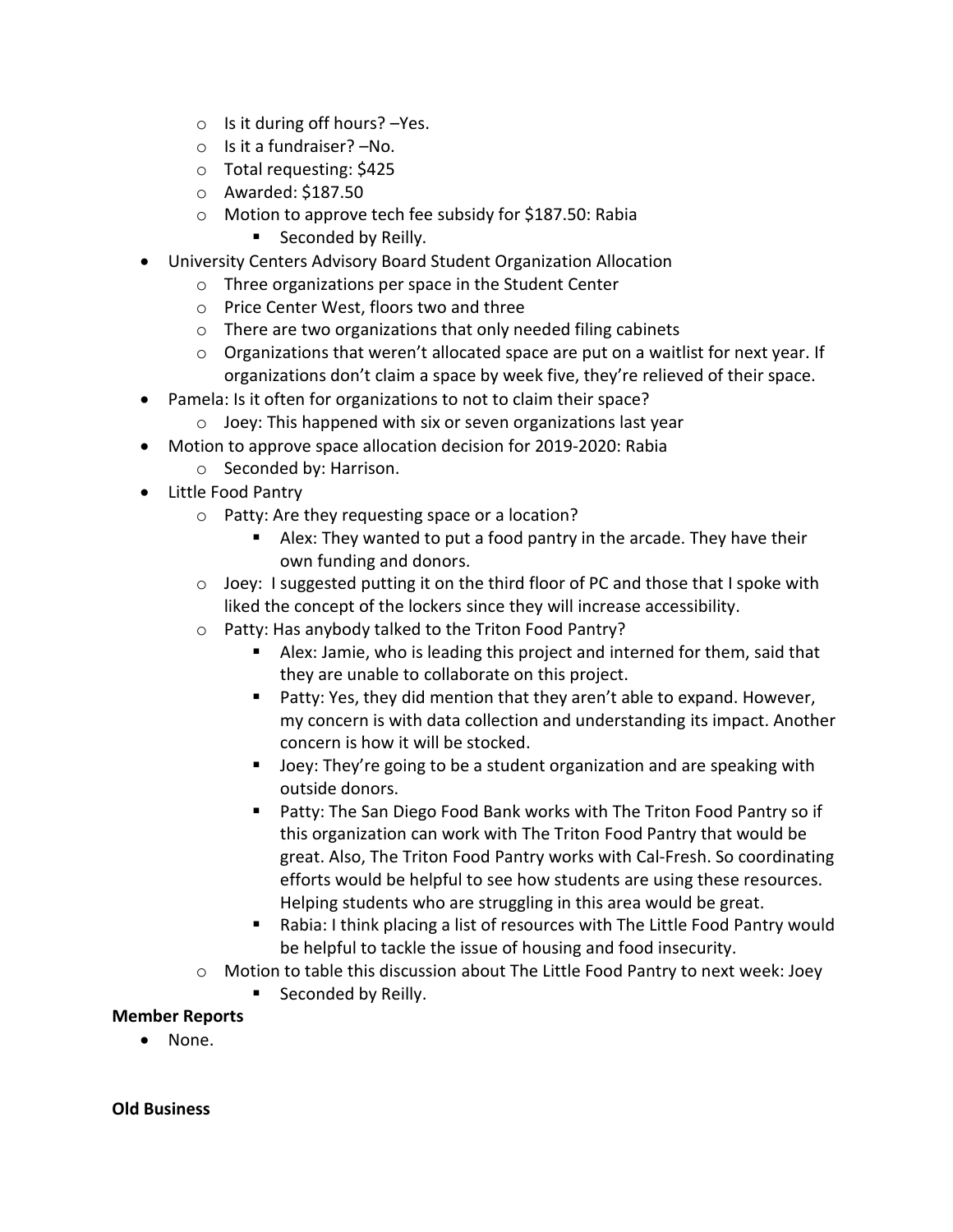- Is it during off hours? –Yes.
  - Is it a fundraiser? –No.
  - Total requesting: $425
  - Awarded: $187.50
  - Motion to approve tech fee subsidy for $187.50: Rabia
    - Seconded by Reilly.
- University Centers Advisory Board Student Organization Allocation
  - Three organizations per space in the Student Center
  - Price Center West, floors two and three
  - There are two organizations that only needed filing cabinets
  - Organizations that weren't allocated space are put on a waitlist for next year. If organizations don't claim a space by week five, they're relieved of their space.
- Pamela: Is it often for organizations to not to claim their space?
  - Joey: This happened with six or seven organizations last year
- Motion to approve space allocation decision for 2019-2020: Rabia
  - Seconded by: Harrison.
- Little Food Pantry
  - Patty: Are they requesting space or a location?
    - Alex: They wanted to put a food pantry in the arcade. They have their own funding and donors.
  - Joey: I suggested putting it on the third floor of PC and those that I spoke with liked the concept of the lockers since they will increase accessibility.
  - Patty: Has anybody talked to the Triton Food Pantry?
    - Alex: Jamie, who is leading this project and interned for them, said that they are unable to collaborate on this project.
    - Patty: Yes, they did mention that they aren't able to expand. However, my concern is with data collection and understanding its impact. Another concern is how it will be stocked.
    - Joey: They're going to be a student organization and are speaking with outside donors.
    - Patty: The San Diego Food Bank works with The Triton Food Pantry so if this organization can work with The Triton Food Pantry that would be great. Also, The Triton Food Pantry works with Cal-Fresh. So coordinating efforts would be helpful to see how students are using these resources. Helping students who are struggling in this area would be great.
    - Rabia: I think placing a list of resources with The Little Food Pantry would be helpful to tackle the issue of housing and food insecurity.
  - Motion to table this discussion about The Little Food Pantry to next week: Joey
    - Seconded by Reilly.

**Member Reports**

- None.

**Old Business**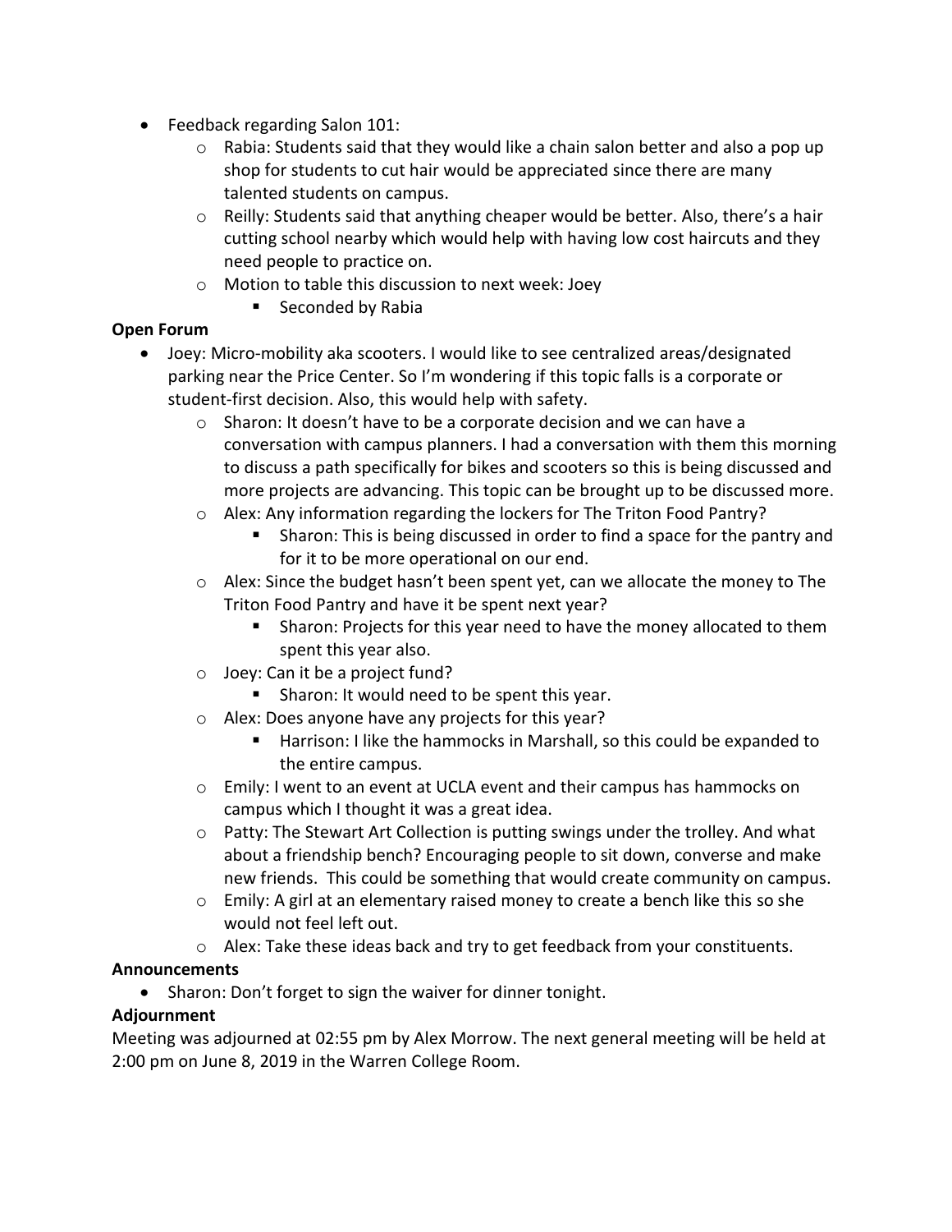- Feedback regarding Salon 101:
  - Rabia: Students said that they would like a chain salon better and also a pop up shop for students to cut hair would be appreciated since there are many talented students on campus.
  - Reilly: Students said that anything cheaper would be better. Also, there's a hair cutting school nearby which would help with having low cost haircuts and they need people to practice on.
  - Motion to table this discussion to next week: Joey
    - Seconded by Rabia

**Open Forum**

- Joey: Micro-mobility aka scooters. I would like to see centralized areas/designated parking near the Price Center. So I'm wondering if this topic falls is a corporate or student-first decision. Also, this would help with safety.
  - Sharon: It doesn't have to be a corporate decision and we can have a conversation with campus planners. I had a conversation with them this morning to discuss a path specifically for bikes and scooters so this is being discussed and more projects are advancing. This topic can be brought up to be discussed more.
  - Alex: Any information regarding the lockers for The Triton Food Pantry?
    - Sharon: This is being discussed in order to find a space for the pantry and for it to be more operational on our end.
  - Alex: Since the budget hasn't been spent yet, can we allocate the money to The Triton Food Pantry and have it be spent next year?
    - Sharon: Projects for this year need to have the money allocated to them spent this year also.
  - Joey: Can it be a project fund?
    - Sharon: It would need to be spent this year.
  - Alex: Does anyone have any projects for this year?
    - Harrison: I like the hammocks in Marshall, so this could be expanded to the entire campus.
  - Emily: I went to an event at UCLA event and their campus has hammocks on campus which I thought it was a great idea.
  - Patty: The Stewart Art Collection is putting swings under the trolley. And what about a friendship bench? Encouraging people to sit down, converse and make new friends. This could be something that would create community on campus.
  - Emily: A girl at an elementary raised money to create a bench like this so she would not feel left out.
  - Alex: Take these ideas back and try to get feedback from your constituents.

**Announcements**

- Sharon: Don't forget to sign the waiver for dinner tonight.

**Adjournment**

Meeting was adjourned at 02:55 pm by Alex Morrow. The next general meeting will be held at 2:00 pm on June 8, 2019 in the Warren College Room.